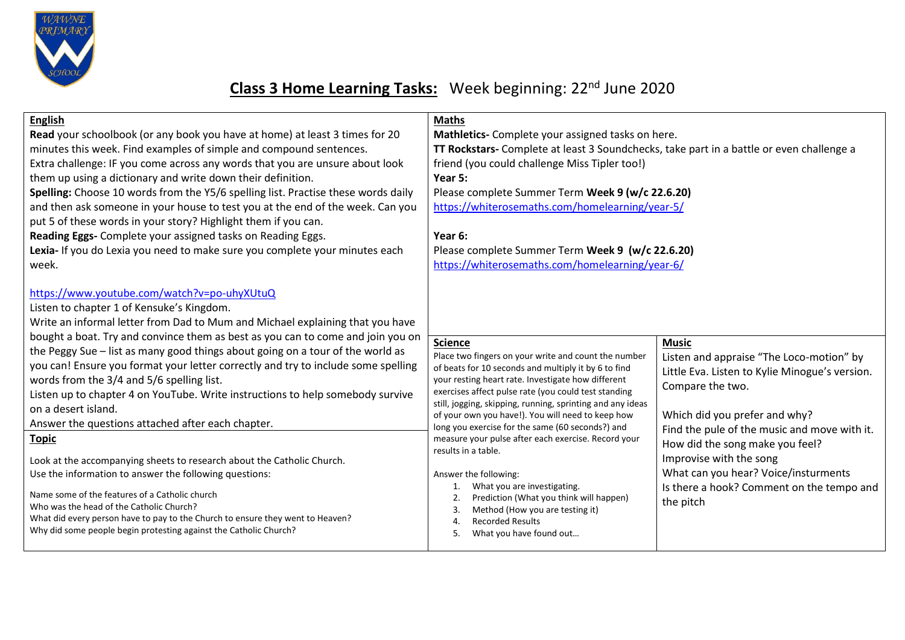# Class 3 Home Learning Tasks: Week beginning: 22nd June 2020

## English

**Read** your schoolbook (or any book you have at home) at least 3 times for 20 minutes this week. Find examples of simple and compound sentences.
Extra challenge: IF you come across any words that you are unsure about look them up using a dictionary and write down their definition.
**Spelling:** Choose 10 words from the Y5/6 spelling list. Practise these words daily and then ask someone in your house to test you at the end of the week. Can you put 5 of these words in your story? Highlight them if you can.
**Reading Eggs-** Complete your assigned tasks on Reading Eggs.
**Lexia-** If you do Lexia you need to make sure you complete your minutes each week.

https://www.youtube.com/watch?v=po-uhyXUtuQ
Listen to chapter 1 of Kensuke's Kingdom.
Write an informal letter from Dad to Mum and Michael explaining that you have bought a boat. Try and convince them as best as you can to come and join you on the Peggy Sue – list as many good things about going on a tour of the world as you can! Ensure you format your letter correctly and try to include some spelling words from the 3/4 and 5/6 spelling list.
Listen up to chapter 4 on YouTube. Write instructions to help somebody survive on a desert island.
Answer the questions attached after each chapter.

## Topic

Look at the accompanying sheets to research about the Catholic Church.
Use the information to answer the following questions:

Name some of the features of a Catholic church
Who was the head of the Catholic Church?
What did every person have to pay to the Church to ensure they went to Heaven?
Why did some people begin protesting against the Catholic Church?

## Maths

**Mathletics-** Complete your assigned tasks on here.
**TT Rockstars-** Complete at least 3 Soundchecks, take part in a battle or even challenge a friend (you could challenge Miss Tipler too!)
**Year 5:**
Please complete Summer Term **Week 9 (w/c 22.6.20)**
https://whiterosemaths.com/homelearning/year-5/

**Year 6:**
Please complete Summer Term **Week 9 (w/c 22.6.20)**
https://whiterosemaths.com/homelearning/year-6/

## Science

Place two fingers on your write and count the number of beats for 10 seconds and multiply it by 6 to find your resting heart rate. Investigate how different exercises affect pulse rate (you could test standing still, jogging, skipping, running, sprinting and any ideas of your own you have!). You will need to keep how long you exercise for the same (60 seconds?) and measure your pulse after each exercise. Record your results in a table.

Answer the following:

1. What you are investigating.
2. Prediction (What you think will happen)
3. Method (How you are testing it)
4. Recorded Results
5. What you have found out…

## Music

Listen and appraise "The Loco-motion" by Little Eva. Listen to Kylie Minogue's version. Compare the two.

Which did you prefer and why?
Find the pule of the music and move with it.
How did the song make you feel?
Improvise with the song
What can you hear? Voice/insturments
Is there a hook? Comment on the tempo and the pitch